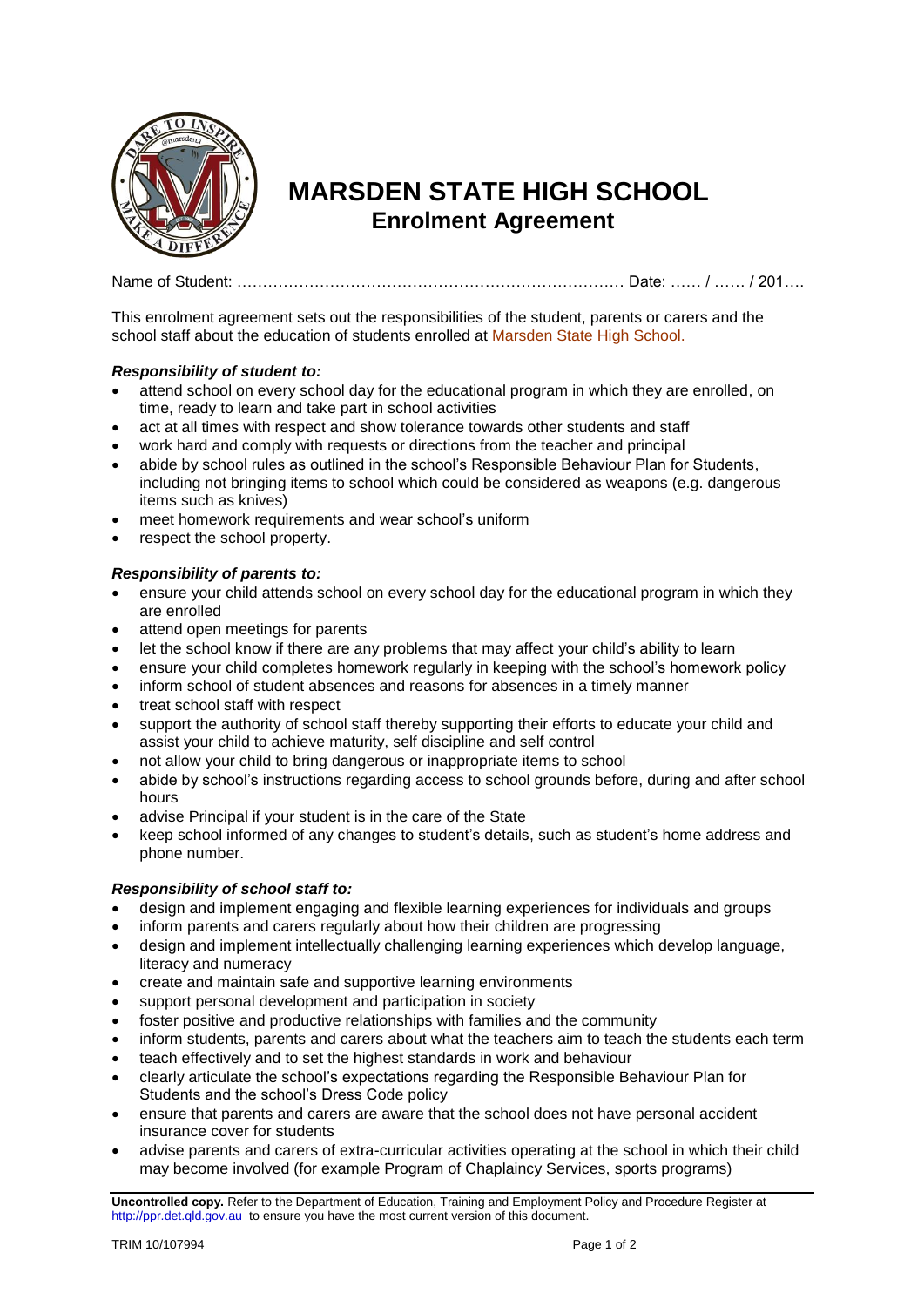# MARSDEN STATE HIGH SCHOOL

## Enrolment Agreement

Name of Student: ………………………………………………………………… Date: …… / …… / 201….

This enrolment agreement sets out the responsibilities of the student, parents or carers and the school staff about the education of students enrolled at Marsden State High School.

***Responsibility of student to:***

- attend school on every school day for the educational program in which they are enrolled, on time, ready to learn and take part in school activities
- act at all times with respect and show tolerance towards other students and staff
- work hard and comply with requests or directions from the teacher and principal
- abide by school rules as outlined in the school's Responsible Behaviour Plan for Students, including not bringing items to school which could be considered as weapons (e.g. dangerous items such as knives)
- meet homework requirements and wear school's uniform
- respect the school property.

***Responsibility of parents to:***

- ensure your child attends school on every school day for the educational program in which they are enrolled
- attend open meetings for parents
- let the school know if there are any problems that may affect your child's ability to learn
- ensure your child completes homework regularly in keeping with the school's homework policy
- inform school of student absences and reasons for absences in a timely manner
- treat school staff with respect
- support the authority of school staff thereby supporting their efforts to educate your child and assist your child to achieve maturity, self discipline and self control
- not allow your child to bring dangerous or inappropriate items to school
- abide by school's instructions regarding access to school grounds before, during and after school hours
- advise Principal if your student is in the care of the State
- keep school informed of any changes to student's details, such as student's home address and phone number.

***Responsibility of school staff to:***

- design and implement engaging and flexible learning experiences for individuals and groups
- inform parents and carers regularly about how their children are progressing
- design and implement intellectually challenging learning experiences which develop language, literacy and numeracy
- create and maintain safe and supportive learning environments
- support personal development and participation in society
- foster positive and productive relationships with families and the community
- inform students, parents and carers about what the teachers aim to teach the students each term
- teach effectively and to set the highest standards in work and behaviour
- clearly articulate the school's expectations regarding the Responsible Behaviour Plan for Students and the school's Dress Code policy
- ensure that parents and carers are aware that the school does not have personal accident insurance cover for students
- advise parents and carers of extra-curricular activities operating at the school in which their child may become involved (for example Program of Chaplaincy Services, sports programs)

**Uncontrolled copy.** Refer to the Department of Education, Training and Employment Policy and Procedure Register at http://ppr.det.qld.gov.au to ensure you have the most current version of this document.

TRIM 10/107994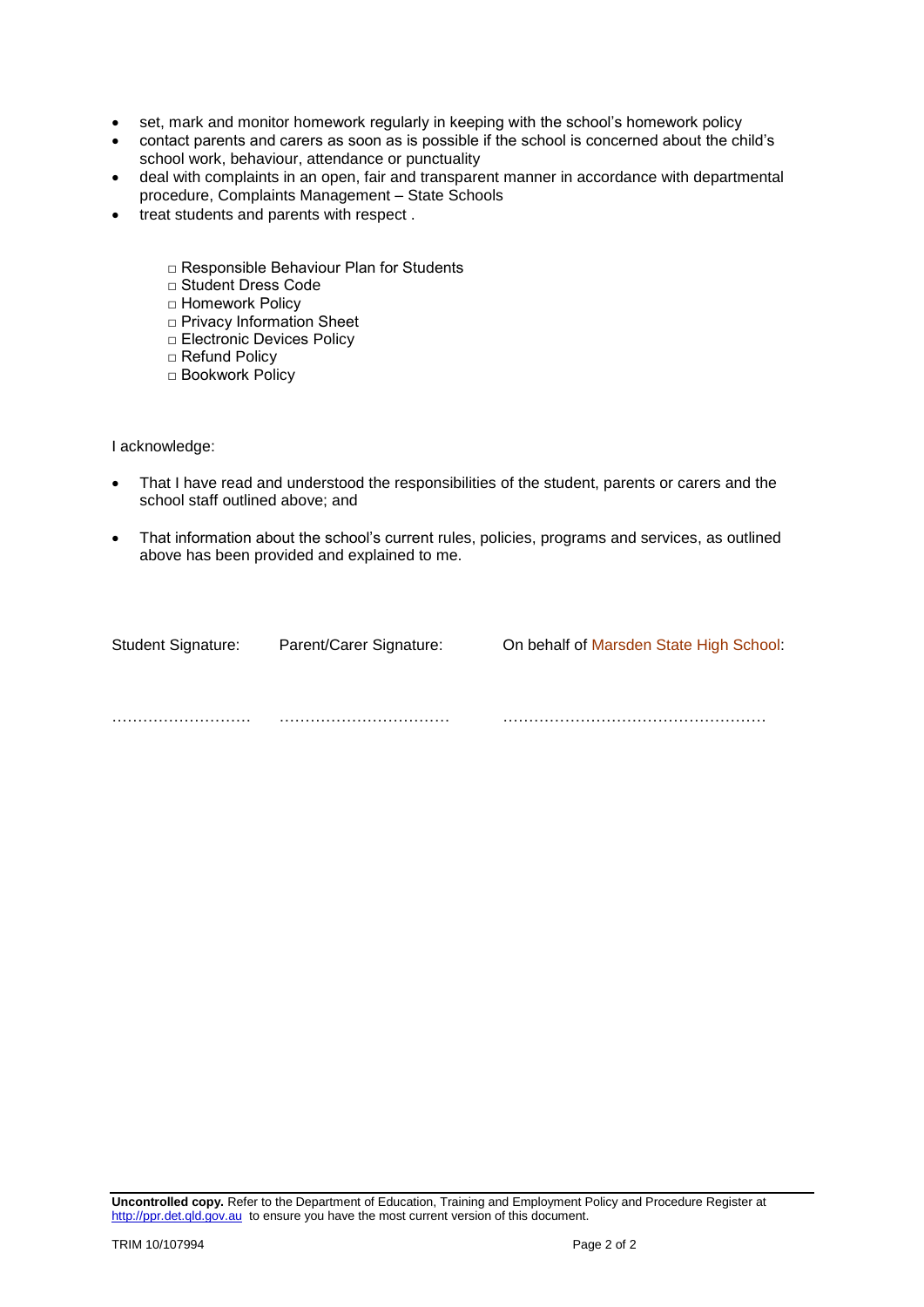- set, mark and monitor homework regularly in keeping with the school's homework policy
- contact parents and carers as soon as is possible if the school is concerned about the child's school work, behaviour, attendance or punctuality
- deal with complaints in an open, fair and transparent manner in accordance with departmental procedure, Complaints Management – State Schools
- treat students and parents with respect .

  □ Responsible Behaviour Plan for Students
  □ Student Dress Code
  □ Homework Policy
  □ Privacy Information Sheet
  □ Electronic Devices Policy
  □ Refund Policy
  □ Bookwork Policy

I acknowledge:

- That I have read and understood the responsibilities of the student, parents or carers and the school staff outlined above; and

- That information about the school's current rules, policies, programs and services, as outlined above has been provided and explained to me.

| Student Signature: | Parent/Carer Signature: | On behalf of Marsden State High School: |
|---|---|---|
| ……………………… | …………………………… | …………………………………………… |

**Uncontrolled copy.** Refer to the Department of Education, Training and Employment Policy and Procedure Register at http://ppr.det.qld.gov.au to ensure you have the most current version of this document.

TRIM 10/107994